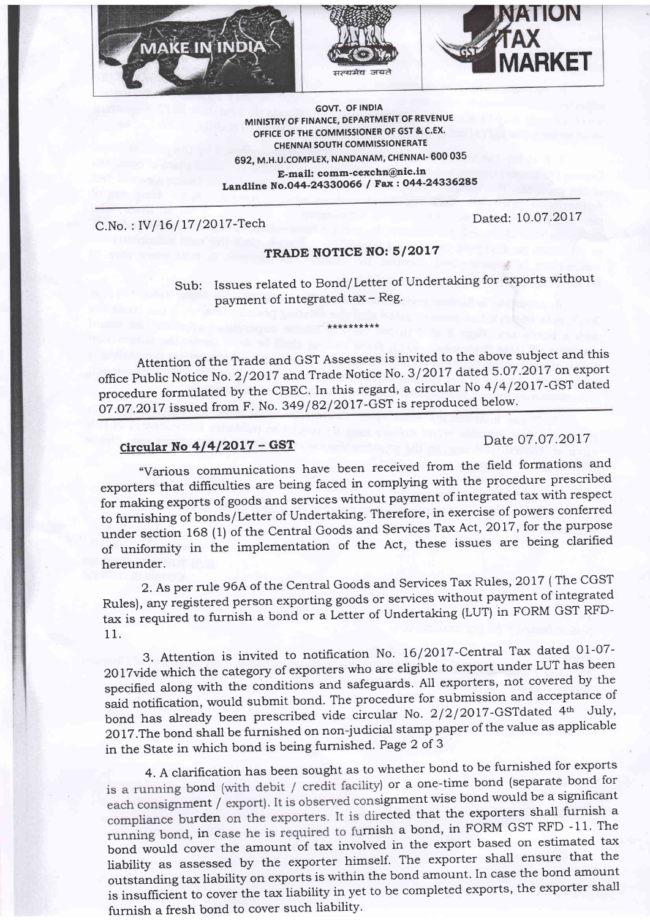GOVT. OF INDIA
MINISTRY OF FINANCE, DEPARTMENT OF REVENUE
OFFICE OF THE COMMISSIONER OF GST & C.EX.
CHENNAI SOUTH COMMISSIONERATE
692, M.H.U.COMPLEX, NANDANAM, CHENNAI- 600 035
E-mail: comm-cexchn@nic.in
Landline No.044-24330066 / Fax : 044-24336285

C.No. : IV/16/17/2017-Tech

Dated: 10.07.2017

## TRADE NOTICE NO: 5/2017

Sub: Issues related to Bond/Letter of Undertaking for exports without payment of integrated tax – Reg.

\*\*\*\*\*\*\*\*\*\*

Attention of the Trade and GST Assessees is invited to the above subject and this office Public Notice No. 2/2017 and Trade Notice No. 3/2017 dated 5.07.2017 on export procedure formulated by the CBEC. In this regard, a circular No 4/4/2017-GST dated 07.07.2017 issued from F. No. 349/82/2017-GST is reproduced below.

### Circular No 4/4/2017 – GST

Date 07.07.2017

"Various communications have been received from the field formations and exporters that difficulties are being faced in complying with the procedure prescribed for making exports of goods and services without payment of integrated tax with respect to furnishing of bonds/Letter of Undertaking. Therefore, in exercise of powers conferred under section 168 (1) of the Central Goods and Services Tax Act, 2017, for the purpose of uniformity in the implementation of the Act, these issues are being clarified hereunder.

2. As per rule 96A of the Central Goods and Services Tax Rules, 2017 ( The CGST Rules), any registered person exporting goods or services without payment of integrated tax is required to furnish a bond or a Letter of Undertaking (LUT) in FORM GST RFD-11.

3. Attention is invited to notification No. 16/2017-Central Tax dated 01-07-2017vide which the category of exporters who are eligible to export under LUT has been specified along with the conditions and safeguards. All exporters, not covered by the said notification, would submit bond. The procedure for submission and acceptance of bond has already been prescribed vide circular No. 2/2/2017-GSTdated 4th July, 2017.The bond shall be furnished on non-judicial stamp paper of the value as applicable in the State in which bond is being furnished. Page 2 of 3

4. A clarification has been sought as to whether bond to be furnished for exports is a running bond (with debit / credit facility) or a one-time bond (separate bond for each consignment / export). It is observed consignment wise bond would be a significant compliance burden on the exporters. It is directed that the exporters shall furnish a running bond, in case he is required to furnish a bond, in FORM GST RFD -11. The bond would cover the amount of tax involved in the export based on estimated tax liability as assessed by the exporter himself. The exporter shall ensure that the outstanding tax liability on exports is within the bond amount. In case the bond amount is insufficient to cover the tax liability in yet to be completed exports, the exporter shall furnish a fresh bond to cover such liability.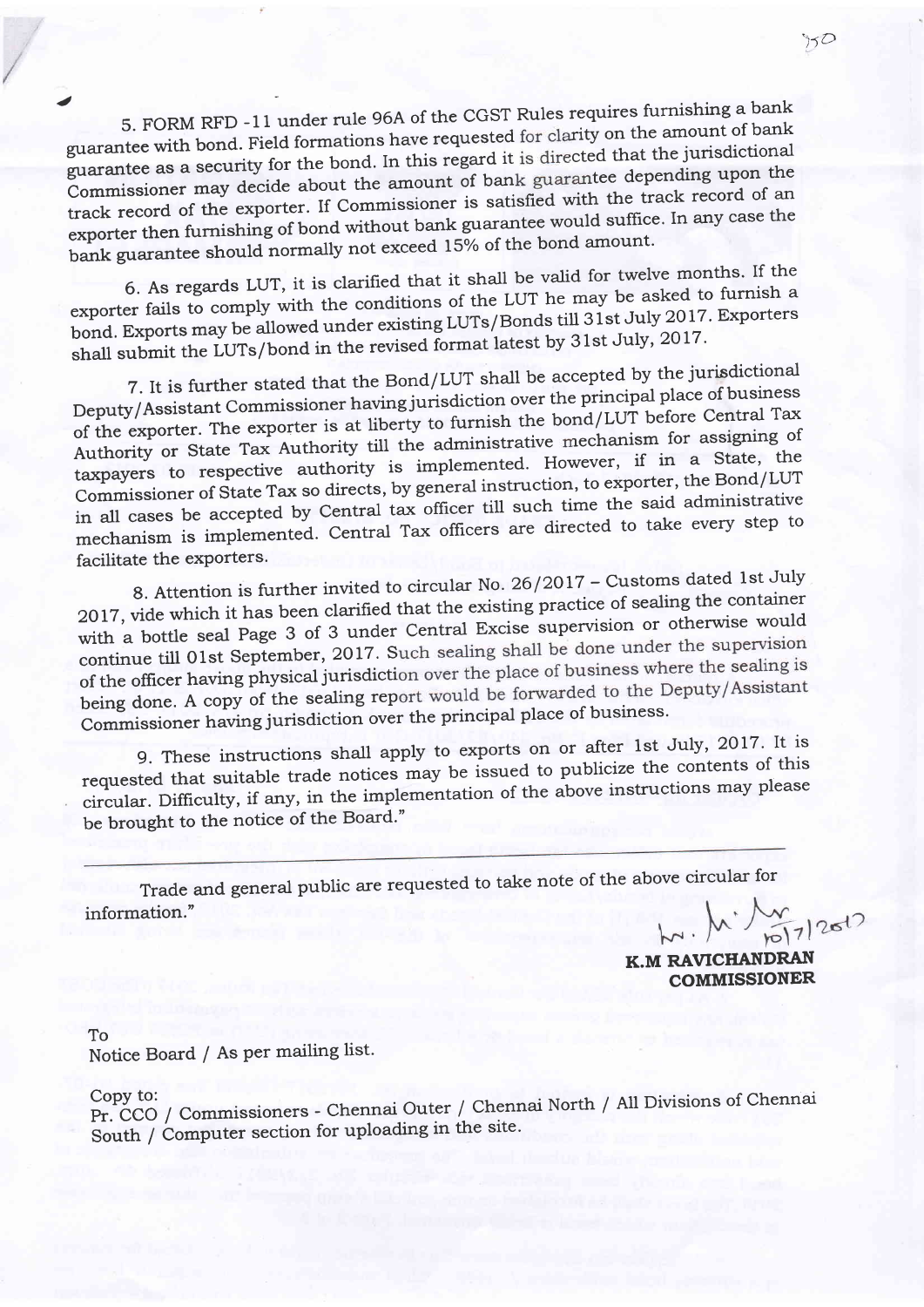5. FORM RFD -11 under rule 96A of the CGST Rules requires furnishing a bank guarantee with bond. Field formations have requested for clarity on the amount of bank guarantee as a security for the bond. In this regard it is directed that the jurisdictional Commissioner may decide about the amount of bank guarantee depending upon the track record of the exporter. If Commissioner is satisfied with the track record of an exporter then furnishing of bond without bank guarantee would suffice. In any case the bank guarantee should normally not exceed 15% of the bond amount.

6. As regards LUT, it is clarified that it shall be valid for twelve months. If the exporter fails to comply with the conditions of the LUT he may be asked to furnish a bond. Exports may be allowed under existing LUTs/Bonds till 31st July 2017. Exporters shall submit the LUTs/bond in the revised format latest by 31st July, 2017.

7. It is further stated that the Bond/LUT shall be accepted by the jurisdictional Deputy/Assistant Commissioner having jurisdiction over the principal place of business of the exporter. The exporter is at liberty to furnish the bond/LUT before Central Tax Authority or State Tax Authority till the administrative mechanism for assigning of taxpayers to respective authority is implemented. However, if in a State, the Commissioner of State Tax so directs, by general instruction, to exporter, the Bond/LUT in all cases be accepted by Central tax officer till such time the said administrative mechanism is implemented. Central Tax officers are directed to take every step to facilitate the exporters.

8. Attention is further invited to circular No. 26/2017 – Customs dated 1st July 2017, vide which it has been clarified that the existing practice of sealing the container with a bottle seal Page 3 of 3 under Central Excise supervision or otherwise would continue till 01st September, 2017. Such sealing shall be done under the supervision of the officer having physical jurisdiction over the place of business where the sealing is being done. A copy of the sealing report would be forwarded to the Deputy/Assistant Commissioner having jurisdiction over the principal place of business.

9. These instructions shall apply to exports on or after 1st July, 2017. It is requested that suitable trade notices may be issued to publicize the contents of this circular. Difficulty, if any, in the implementation of the above instructions may please be brought to the notice of the Board."

---

Trade and general public are requested to take note of the above circular for information."

10/7/2017

**K.M RAVICHANDRAN**
**COMMISSIONER**

To
Notice Board / As per mailing list.

Copy to:
Pr. CCO / Commissioners - Chennai Outer / Chennai North / All Divisions of Chennai South / Computer section for uploading in the site.